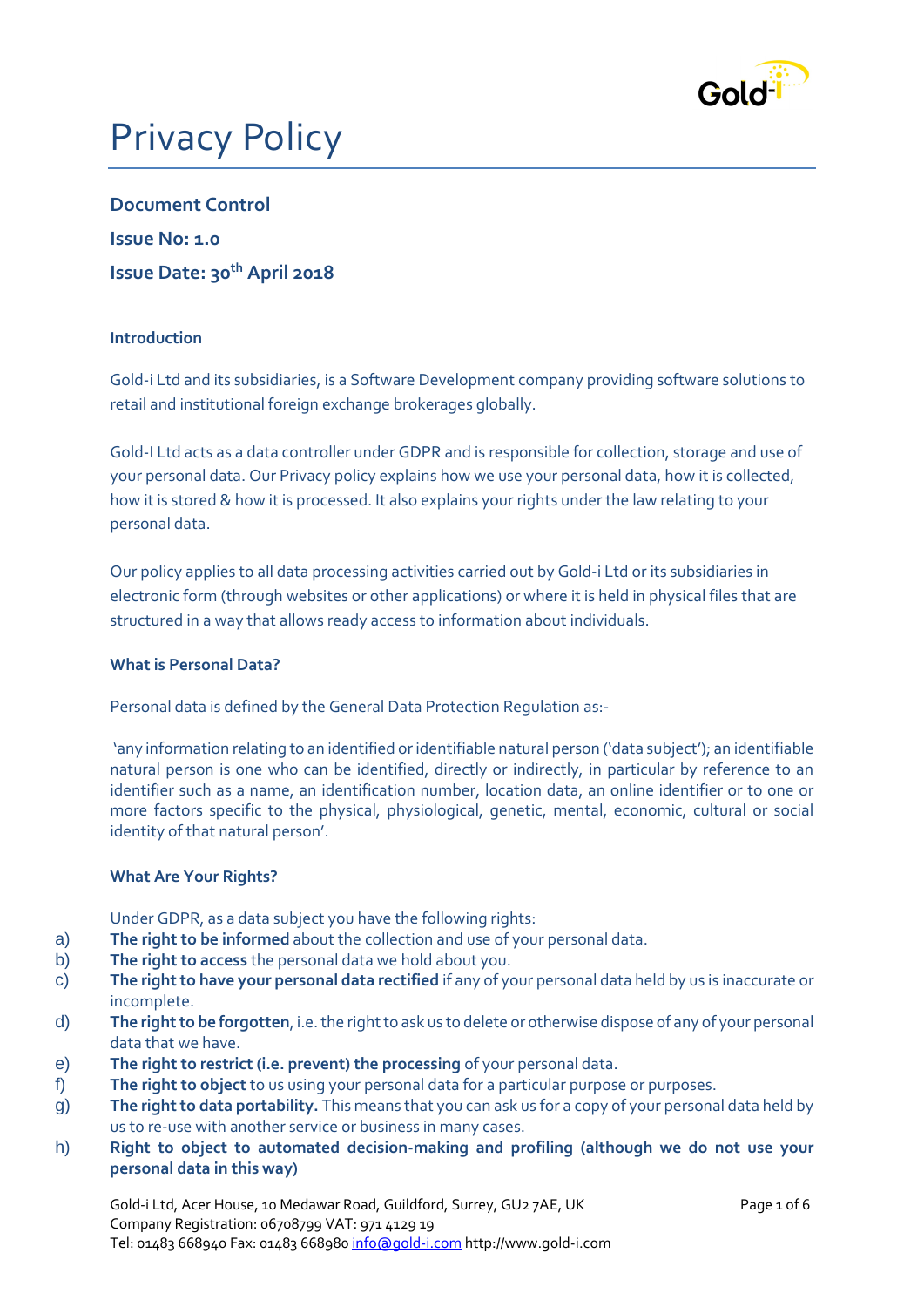# Privacy Policy

## Document Control

**Issue No: 1.0**

**Issue Date: 30th April 2018**

### Introduction

Gold-i Ltd and its subsidiaries, is a Software Development company providing software solutions to retail and institutional foreign exchange brokerages globally.

Gold-I Ltd acts as a data controller under GDPR and is responsible for collection, storage and use of your personal data. Our Privacy policy explains how we use your personal data, how it is collected, how it is stored & how it is processed. It also explains your rights under the law relating to your personal data.

Our policy applies to all data processing activities carried out by Gold-i Ltd or its subsidiaries in electronic form (through websites or other applications) or where it is held in physical files that are structured in a way that allows ready access to information about individuals.

### What is Personal Data?

Personal data is defined by the General Data Protection Regulation as:-

'any information relating to an identified or identifiable natural person ('data subject'); an identifiable natural person is one who can be identified, directly or indirectly, in particular by reference to an identifier such as a name, an identification number, location data, an online identifier or to one or more factors specific to the physical, physiological, genetic, mental, economic, cultural or social identity of that natural person'.

### What Are Your Rights?

Under GDPR, as a data subject you have the following rights:

a) **The right to be informed** about the collection and use of your personal data.
b) **The right to access** the personal data we hold about you.
c) **The right to have your personal data rectified** if any of your personal data held by us is inaccurate or incomplete.
d) **The right to be forgotten**, i.e. the right to ask us to delete or otherwise dispose of any of your personal data that we have.
e) **The right to restrict (i.e. prevent) the processing** of your personal data.
f) **The right to object** to us using your personal data for a particular purpose or purposes.
g) **The right to data portability.** This means that you can ask us for a copy of your personal data held by us to re-use with another service or business in many cases.
h) **Right to object to automated decision-making and profiling (although we do not use your personal data in this way)**

Gold-i Ltd, Acer House, 10 Medawar Road, Guildford, Surrey, GU2 7AE, UK
Company Registration: 06708799 VAT: 971 4129 19
Tel: 01483 668940 Fax: 01483 668980 info@gold-i.com http://www.gold-i.com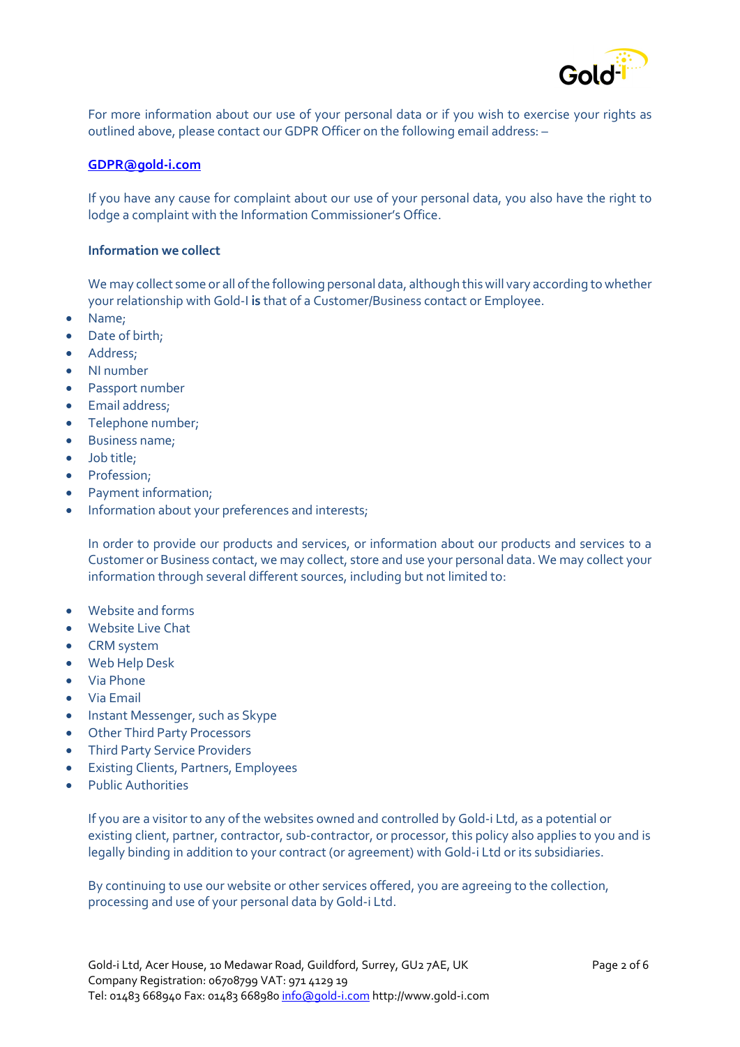For more information about our use of your personal data or if you wish to exercise your rights as outlined above, please contact our GDPR Officer on the following email address: –

**GDPR@gold-i.com**

If you have any cause for complaint about our use of your personal data, you also have the right to lodge a complaint with the Information Commissioner's Office.

**Information we collect**

We may collect some or all of the following personal data, although this will vary according to whether your relationship with Gold-I **is** that of a Customer/Business contact or Employee.

- Name;
- Date of birth;
- Address;
- NI number
- Passport number
- Email address;
- Telephone number;
- Business name;
- Job title;
- Profession;
- Payment information;
- Information about your preferences and interests;

In order to provide our products and services, or information about our products and services to a Customer or Business contact, we may collect, store and use your personal data. We may collect your information through several different sources, including but not limited to:

- Website and forms
- Website Live Chat
- CRM system
- Web Help Desk
- Via Phone
- Via Email
- Instant Messenger, such as Skype
- Other Third Party Processors
- Third Party Service Providers
- Existing Clients, Partners, Employees
- Public Authorities

If you are a visitor to any of the websites owned and controlled by Gold-i Ltd, as a potential or existing client, partner, contractor, sub-contractor, or processor, this policy also applies to you and is legally binding in addition to your contract (or agreement) with Gold-i Ltd or its subsidiaries.

By continuing to use our website or other services offered, you are agreeing to the collection, processing and use of your personal data by Gold-i Ltd.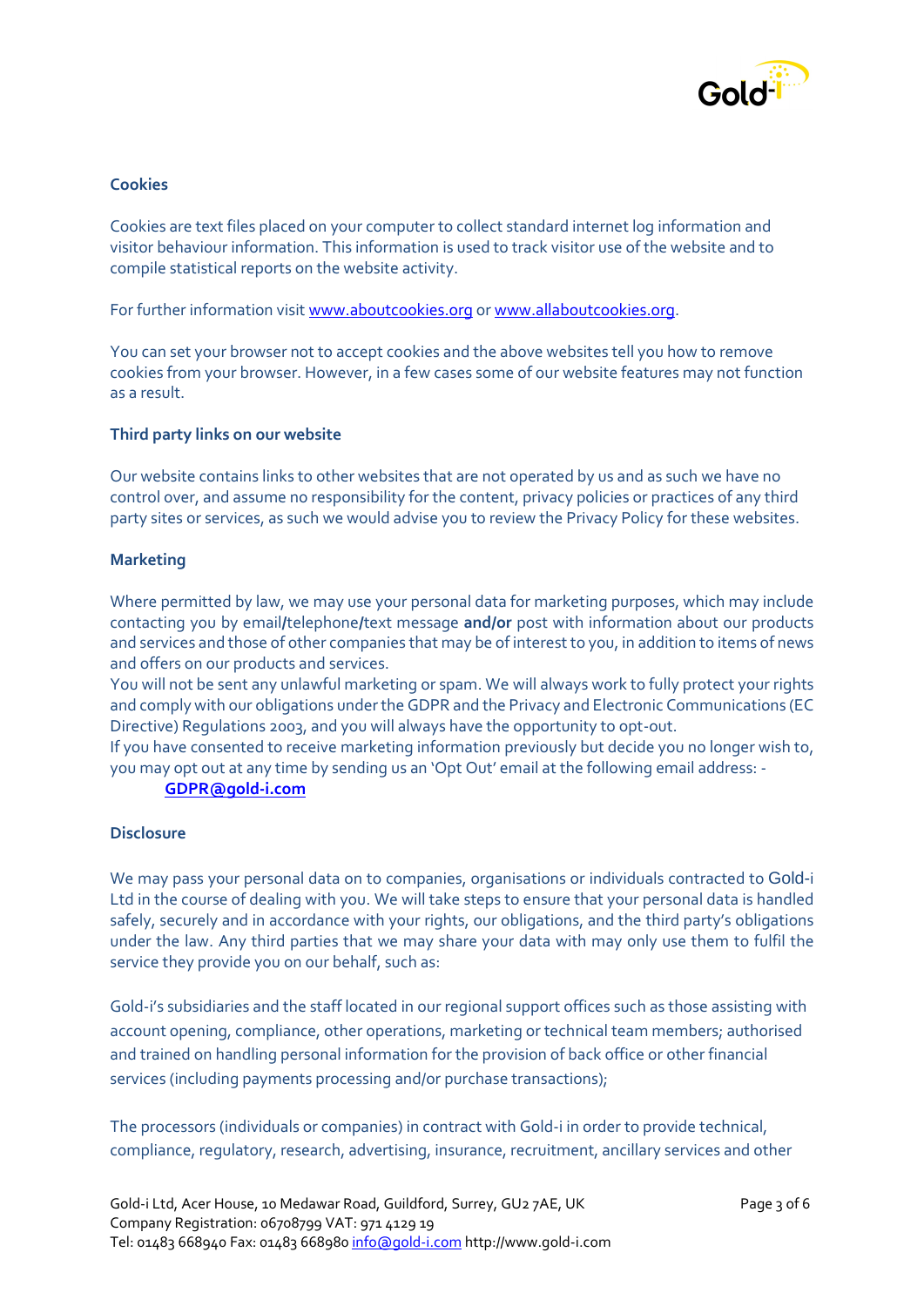**Cookies**

Cookies are text files placed on your computer to collect standard internet log information and visitor behaviour information. This information is used to track visitor use of the website and to compile statistical reports on the website activity.

For further information visit www.aboutcookies.org or www.allaboutcookies.org.

You can set your browser not to accept cookies and the above websites tell you how to remove cookies from your browser. However, in a few cases some of our website features may not function as a result.

**Third party links on our website**

Our website contains links to other websites that are not operated by us and as such we have no control over, and assume no responsibility for the content, privacy policies or practices of any third party sites or services, as such we would advise you to review the Privacy Policy for these websites.

**Marketing**

Where permitted by law, we may use your personal data for marketing purposes, which may include contacting you by email/telephone/text message **and/or** post with information about our products and services and those of other companies that may be of interest to you, in addition to items of news and offers on our products and services.
You will not be sent any unlawful marketing or spam. We will always work to fully protect your rights and comply with our obligations under the GDPR and the Privacy and Electronic Communications (EC Directive) Regulations 2003, and you will always have the opportunity to opt-out.
If you have consented to receive marketing information previously but decide you no longer wish to, you may opt out at any time by sending us an 'Opt Out' email at the following email address: -

**GDPR@gold-i.com**

**Disclosure**

We may pass your personal data on to companies, organisations or individuals contracted to Gold-i Ltd in the course of dealing with you. We will take steps to ensure that your personal data is handled safely, securely and in accordance with your rights, our obligations, and the third party's obligations under the law. Any third parties that we may share your data with may only use them to fulfil the service they provide you on our behalf, such as:

Gold-i's subsidiaries and the staff located in our regional support offices such as those assisting with account opening, compliance, other operations, marketing or technical team members; authorised and trained on handling personal information for the provision of back office or other financial services (including payments processing and/or purchase transactions);

The processors (individuals or companies) in contract with Gold-i in order to provide technical, compliance, regulatory, research, advertising, insurance, recruitment, ancillary services and other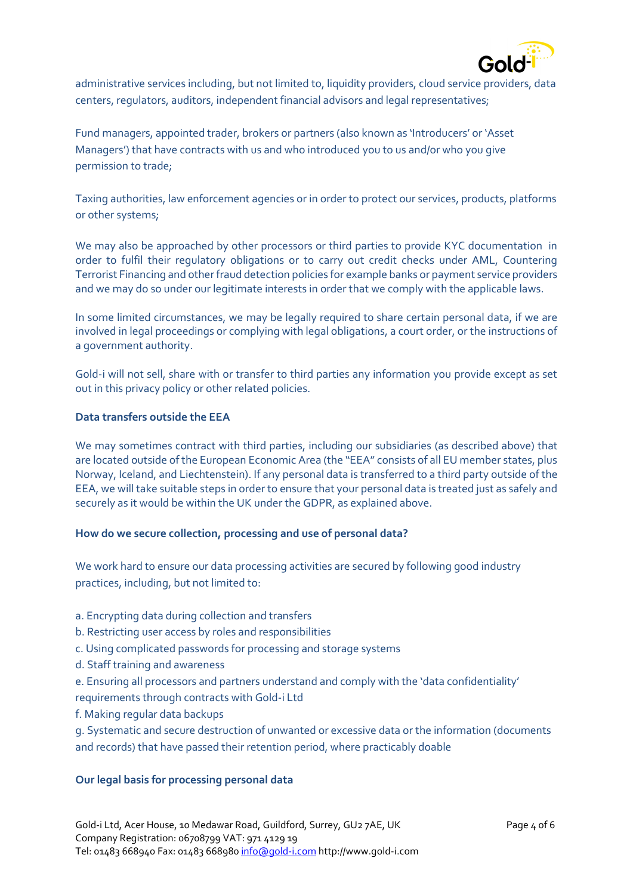administrative services including, but not limited to, liquidity providers, cloud service providers, data centers, regulators, auditors, independent financial advisors and legal representatives;

Fund managers, appointed trader, brokers or partners (also known as 'Introducers' or 'Asset Managers') that have contracts with us and who introduced you to us and/or who you give permission to trade;

Taxing authorities, law enforcement agencies or in order to protect our services, products, platforms or other systems;

We may also be approached by other processors or third parties to provide KYC documentation in order to fulfil their regulatory obligations or to carry out credit checks under AML, Countering Terrorist Financing and other fraud detection policies for example banks or payment service providers and we may do so under our legitimate interests in order that we comply with the applicable laws.

In some limited circumstances, we may be legally required to share certain personal data, if we are involved in legal proceedings or complying with legal obligations, a court order, or the instructions of a government authority.

Gold-i will not sell, share with or transfer to third parties any information you provide except as set out in this privacy policy or other related policies.

**Data transfers outside the EEA**

We may sometimes contract with third parties, including our subsidiaries (as described above) that are located outside of the European Economic Area (the "EEA" consists of all EU member states, plus Norway, Iceland, and Liechtenstein). If any personal data is transferred to a third party outside of the EEA, we will take suitable steps in order to ensure that your personal data is treated just as safely and securely as it would be within the UK under the GDPR, as explained above.

**How do we secure collection, processing and use of personal data?**

We work hard to ensure our data processing activities are secured by following good industry practices, including, but not limited to:

a. Encrypting data during collection and transfers
b. Restricting user access by roles and responsibilities
c. Using complicated passwords for processing and storage systems
d. Staff training and awareness
e. Ensuring all processors and partners understand and comply with the 'data confidentiality' requirements through contracts with Gold-i Ltd
f. Making regular data backups
g. Systematic and secure destruction of unwanted or excessive data or the information (documents and records) that have passed their retention period, where practicably doable

**Our legal basis for processing personal data**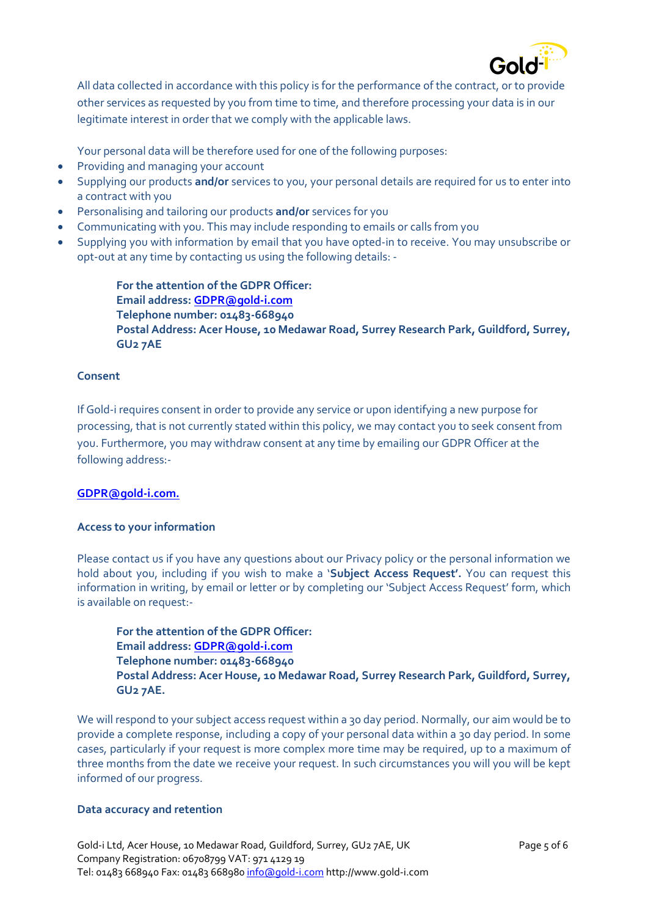All data collected in accordance with this policy is for the performance of the contract, or to provide other services as requested by you from time to time, and therefore processing your data is in our legitimate interest in order that we comply with the applicable laws.

Your personal data will be therefore used for one of the following purposes:

- Providing and managing your account
- Supplying our products **and/or** services to you, your personal details are required for us to enter into a contract with you
- Personalising and tailoring our products **and/or** services for you
- Communicating with you. This may include responding to emails or calls from you
- Supplying you with information by email that you have opted-in to receive. You may unsubscribe or opt-out at any time by contacting us using the following details: -

> **For the attention of the GDPR Officer:**
> **Email address: GDPR@gold-i.com**
> **Telephone number: 01483-668940**
> **Postal Address: Acer House, 10 Medawar Road, Surrey Research Park, Guildford, Surrey, GU2 7AE**

### Consent

If Gold-i requires consent in order to provide any service or upon identifying a new purpose for processing, that is not currently stated within this policy, we may contact you to seek consent from you. Furthermore, you may withdraw consent at any time by emailing our GDPR Officer at the following address:-

**GDPR@gold-i.com.**

### Access to your information

Please contact us if you have any questions about our Privacy policy or the personal information we hold about you, including if you wish to make a '**Subject Access Request'.** You can request this information in writing, by email or letter or by completing our 'Subject Access Request' form, which is available on request:-

> **For the attention of the GDPR Officer:**
> **Email address: GDPR@gold-i.com**
> **Telephone number: 01483-668940**
> **Postal Address: Acer House, 10 Medawar Road, Surrey Research Park, Guildford, Surrey, GU2 7AE.**

We will respond to your subject access request within a 30 day period. Normally, our aim would be to provide a complete response, including a copy of your personal data within a 30 day period. In some cases, particularly if your request is more complex more time may be required, up to a maximum of three months from the date we receive your request. In such circumstances you will you will be kept informed of our progress.

### Data accuracy and retention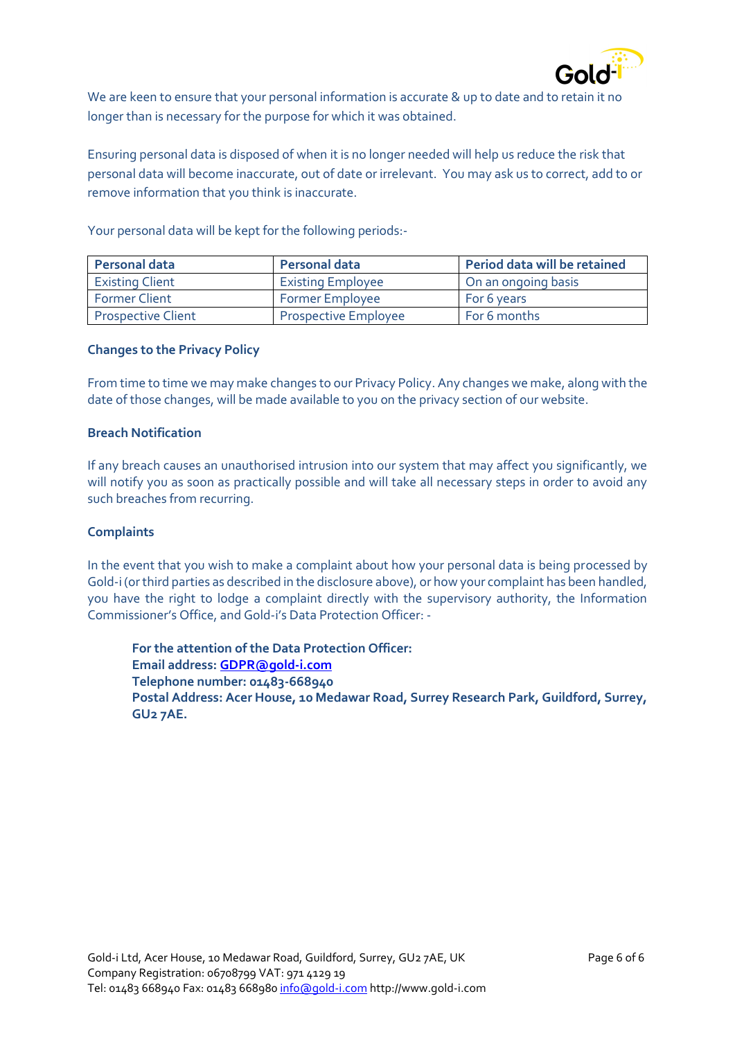We are keen to ensure that your personal information is accurate & up to date and to retain it no longer than is necessary for the purpose for which it was obtained.

Ensuring personal data is disposed of when it is no longer needed will help us reduce the risk that personal data will become inaccurate, out of date or irrelevant. You may ask us to correct, add to or remove information that you think is inaccurate.

Your personal data will be kept for the following periods:-

| Personal data | Personal data | Period data will be retained |
|---|---|---|
| Existing Client | Existing Employee | On an ongoing basis |
| Former Client | Former Employee | For 6 years |
| Prospective Client | Prospective Employee | For 6 months |

### Changes to the Privacy Policy

From time to time we may make changes to our Privacy Policy. Any changes we make, along with the date of those changes, will be made available to you on the privacy section of our website.

### Breach Notification

If any breach causes an unauthorised intrusion into our system that may affect you significantly, we will notify you as soon as practically possible and will take all necessary steps in order to avoid any such breaches from recurring.

### Complaints

In the event that you wish to make a complaint about how your personal data is being processed by Gold-i (or third parties as described in the disclosure above), or how your complaint has been handled, you have the right to lodge a complaint directly with the supervisory authority, the Information Commissioner's Office, and Gold-i's Data Protection Officer: -

**For the attention of the Data Protection Officer:**
**Email address: GDPR@gold-i.com**
**Telephone number: 01483-668940**
**Postal Address: Acer House, 10 Medawar Road, Surrey Research Park, Guildford, Surrey, GU2 7AE.**